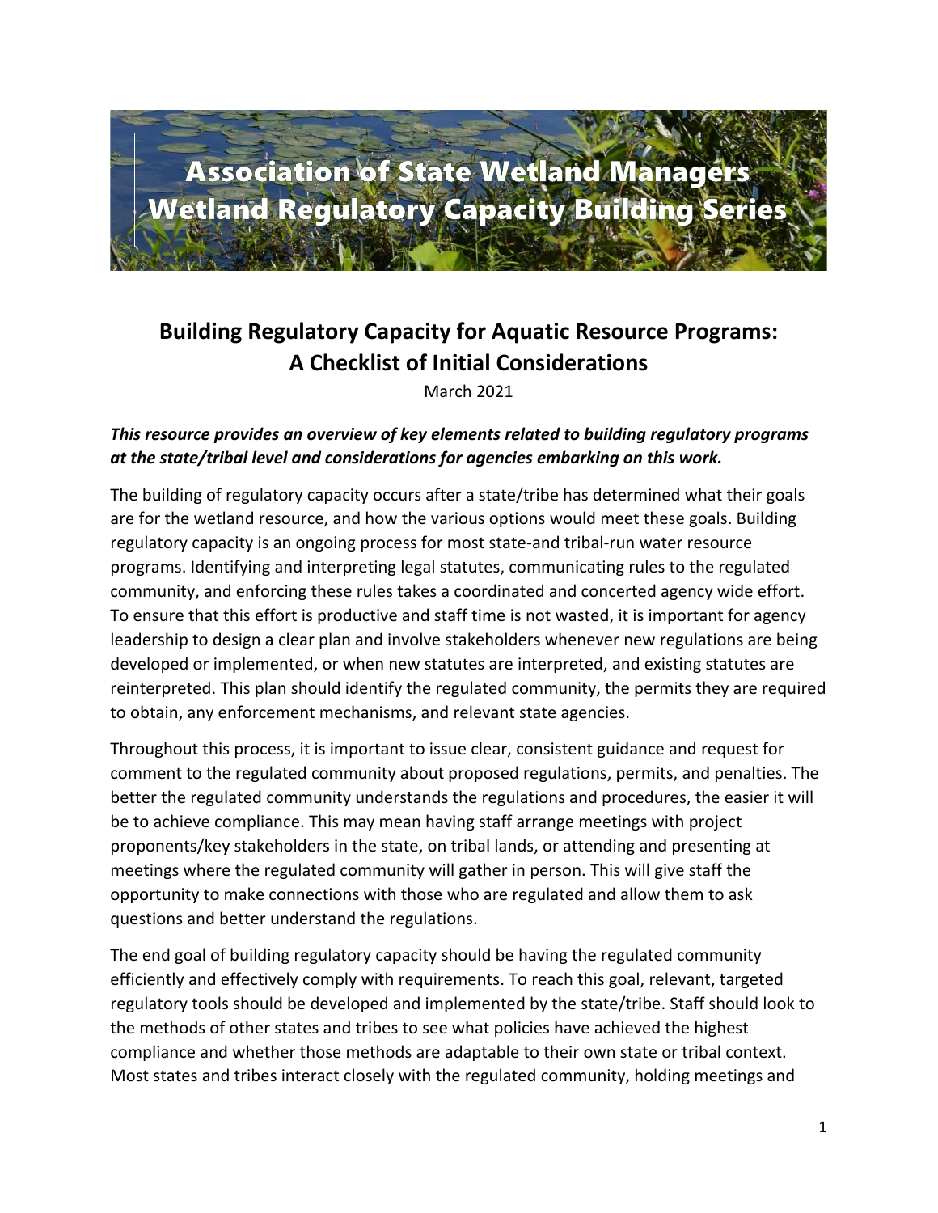# Association of State Wetland Managers Wetland Regulatory Capacity Building Series

## Building Regulatory Capacity for Aquatic Resource Programs: A Checklist of Initial Considerations

March 2021

***This resource provides an overview of key elements related to building regulatory programs at the state/tribal level and considerations for agencies embarking on this work.***

The building of regulatory capacity occurs after a state/tribe has determined what their goals are for the wetland resource, and how the various options would meet these goals. Building regulatory capacity is an ongoing process for most state-and tribal-run water resource programs. Identifying and interpreting legal statutes, communicating rules to the regulated community, and enforcing these rules takes a coordinated and concerted agency wide effort. To ensure that this effort is productive and staff time is not wasted, it is important for agency leadership to design a clear plan and involve stakeholders whenever new regulations are being developed or implemented, or when new statutes are interpreted, and existing statutes are reinterpreted. This plan should identify the regulated community, the permits they are required to obtain, any enforcement mechanisms, and relevant state agencies.

Throughout this process, it is important to issue clear, consistent guidance and request for comment to the regulated community about proposed regulations, permits, and penalties. The better the regulated community understands the regulations and procedures, the easier it will be to achieve compliance. This may mean having staff arrange meetings with project proponents/key stakeholders in the state, on tribal lands, or attending and presenting at meetings where the regulated community will gather in person. This will give staff the opportunity to make connections with those who are regulated and allow them to ask questions and better understand the regulations.

The end goal of building regulatory capacity should be having the regulated community efficiently and effectively comply with requirements. To reach this goal, relevant, targeted regulatory tools should be developed and implemented by the state/tribe. Staff should look to the methods of other states and tribes to see what policies have achieved the highest compliance and whether those methods are adaptable to their own state or tribal context. Most states and tribes interact closely with the regulated community, holding meetings and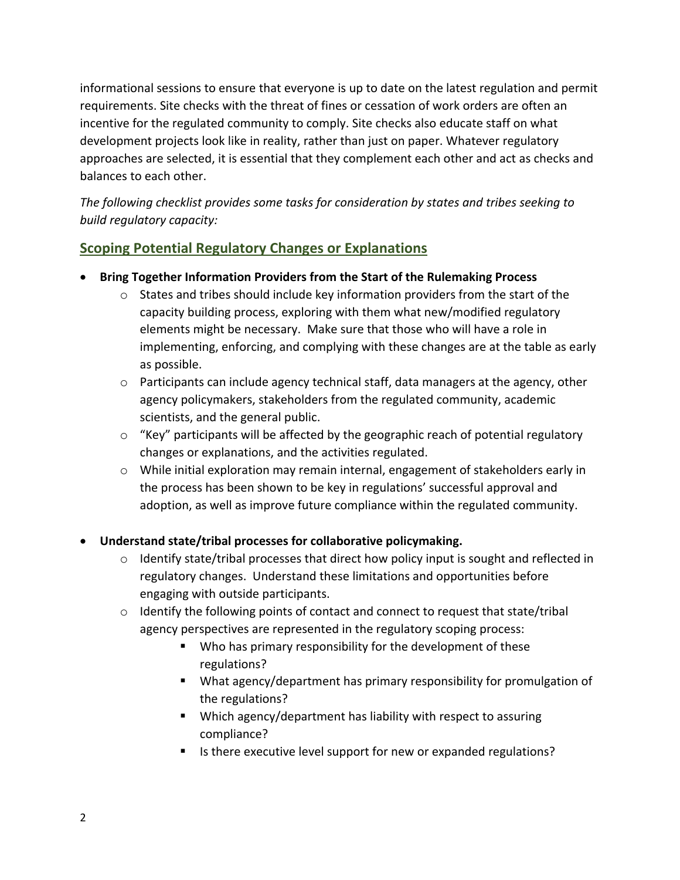informational sessions to ensure that everyone is up to date on the latest regulation and permit requirements. Site checks with the threat of fines or cessation of work orders are often an incentive for the regulated community to comply. Site checks also educate staff on what development projects look like in reality, rather than just on paper. Whatever regulatory approaches are selected, it is essential that they complement each other and act as checks and balances to each other.

*The following checklist provides some tasks for consideration by states and tribes seeking to build regulatory capacity:*

## Scoping Potential Regulatory Changes or Explanations

- **Bring Together Information Providers from the Start of the Rulemaking Process**
  - States and tribes should include key information providers from the start of the capacity building process, exploring with them what new/modified regulatory elements might be necessary. Make sure that those who will have a role in implementing, enforcing, and complying with these changes are at the table as early as possible.
  - Participants can include agency technical staff, data managers at the agency, other agency policymakers, stakeholders from the regulated community, academic scientists, and the general public.
  - "Key" participants will be affected by the geographic reach of potential regulatory changes or explanations, and the activities regulated.
  - While initial exploration may remain internal, engagement of stakeholders early in the process has been shown to be key in regulations' successful approval and adoption, as well as improve future compliance within the regulated community.

- **Understand state/tribal processes for collaborative policymaking.**
  - Identify state/tribal processes that direct how policy input is sought and reflected in regulatory changes. Understand these limitations and opportunities before engaging with outside participants.
  - Identify the following points of contact and connect to request that state/tribal agency perspectives are represented in the regulatory scoping process:
    - Who has primary responsibility for the development of these regulations?
    - What agency/department has primary responsibility for promulgation of the regulations?
    - Which agency/department has liability with respect to assuring compliance?
    - Is there executive level support for new or expanded regulations?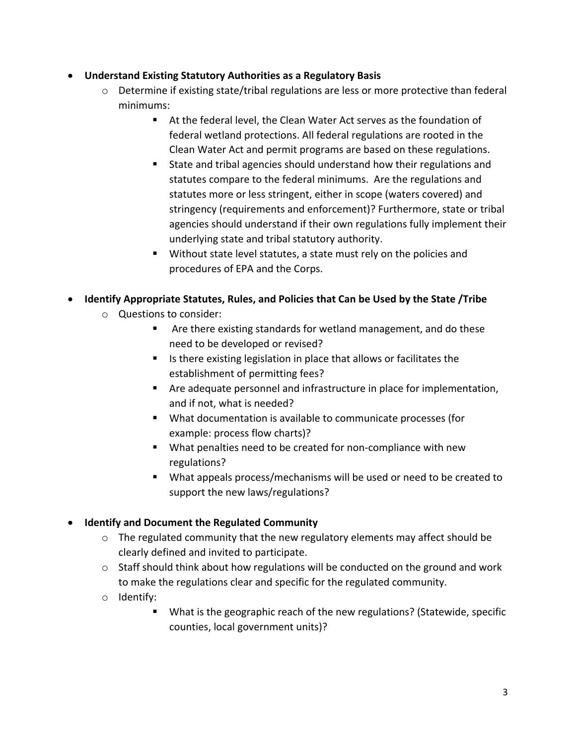- **Understand Existing Statutory Authorities as a Regulatory Basis**
  - Determine if existing state/tribal regulations are less or more protective than federal minimums:
    - At the federal level, the Clean Water Act serves as the foundation of federal wetland protections. All federal regulations are rooted in the Clean Water Act and permit programs are based on these regulations.
    - State and tribal agencies should understand how their regulations and statutes compare to the federal minimums. Are the regulations and statutes more or less stringent, either in scope (waters covered) and stringency (requirements and enforcement)? Furthermore, state or tribal agencies should understand if their own regulations fully implement their underlying state and tribal statutory authority.
    - Without state level statutes, a state must rely on the policies and procedures of EPA and the Corps.

- **Identify Appropriate Statutes, Rules, and Policies that Can be Used by the State /Tribe**
  - Questions to consider:
    - Are there existing standards for wetland management, and do these need to be developed or revised?
    - Is there existing legislation in place that allows or facilitates the establishment of permitting fees?
    - Are adequate personnel and infrastructure in place for implementation, and if not, what is needed?
    - What documentation is available to communicate processes (for example: process flow charts)?
    - What penalties need to be created for non-compliance with new regulations?
    - What appeals process/mechanisms will be used or need to be created to support the new laws/regulations?

- **Identify and Document the Regulated Community**
  - The regulated community that the new regulatory elements may affect should be clearly defined and invited to participate.
  - Staff should think about how regulations will be conducted on the ground and work to make the regulations clear and specific for the regulated community.
  - Identify:
    - What is the geographic reach of the new regulations? (Statewide, specific counties, local government units)?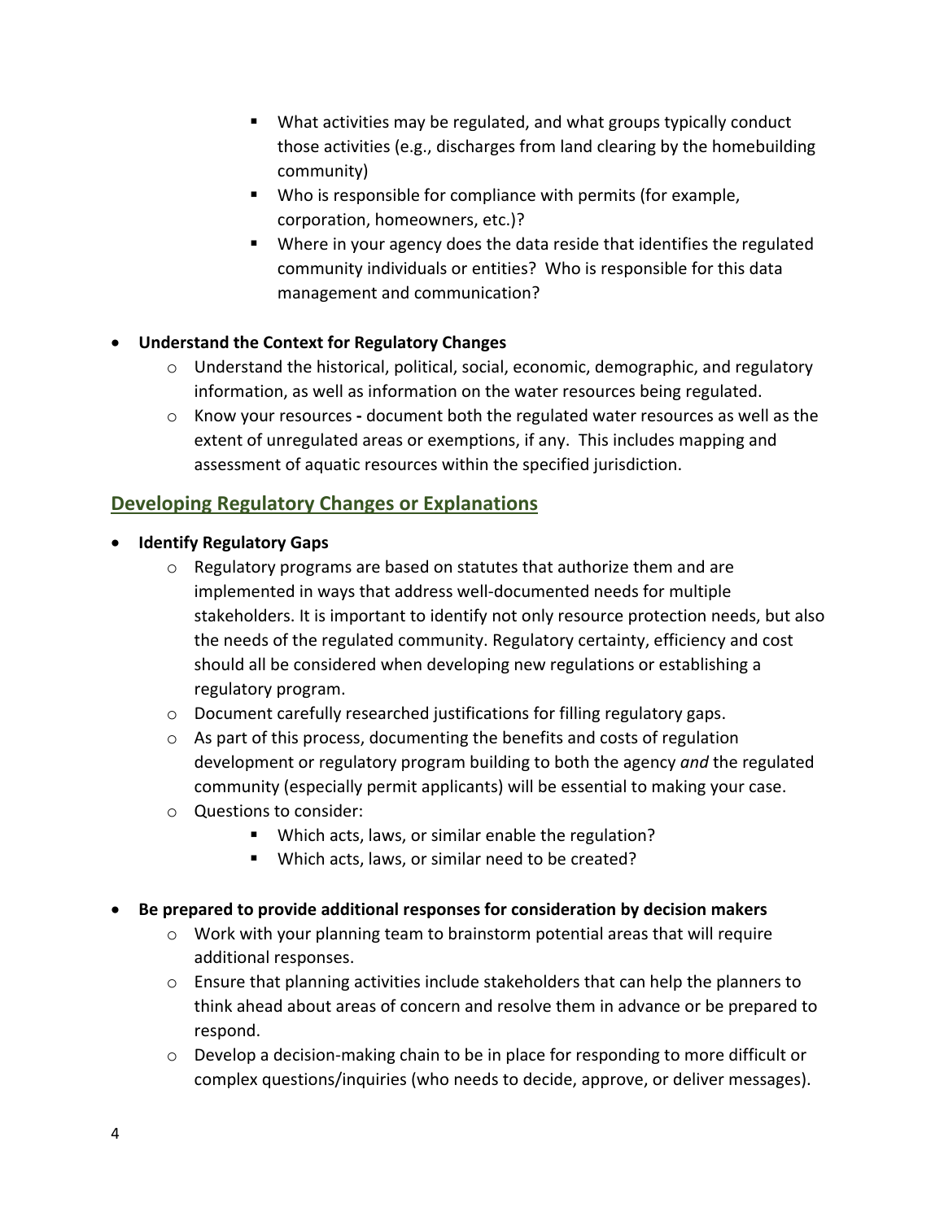- What activities may be regulated, and what groups typically conduct those activities (e.g., discharges from land clearing by the homebuilding community)
        - Who is responsible for compliance with permits (for example, corporation, homeowners, etc.)?
        - Where in your agency does the data reside that identifies the regulated community individuals or entities? Who is responsible for this data management and communication?

- **Understand the Context for Regulatory Changes**
    - Understand the historical, political, social, economic, demographic, and regulatory information, as well as information on the water resources being regulated.
    - Know your resources **-** document both the regulated water resources as well as the extent of unregulated areas or exemptions, if any. This includes mapping and assessment of aquatic resources within the specified jurisdiction.

## Developing Regulatory Changes or Explanations

- **Identify Regulatory Gaps**
    - Regulatory programs are based on statutes that authorize them and are implemented in ways that address well-documented needs for multiple stakeholders. It is important to identify not only resource protection needs, but also the needs of the regulated community. Regulatory certainty, efficiency and cost should all be considered when developing new regulations or establishing a regulatory program.
    - Document carefully researched justifications for filling regulatory gaps.
    - As part of this process, documenting the benefits and costs of regulation development or regulatory program building to both the agency *and* the regulated community (especially permit applicants) will be essential to making your case.
    - Questions to consider:
        - Which acts, laws, or similar enable the regulation?
        - Which acts, laws, or similar need to be created?

- **Be prepared to provide additional responses for consideration by decision makers**
    - Work with your planning team to brainstorm potential areas that will require additional responses.
    - Ensure that planning activities include stakeholders that can help the planners to think ahead about areas of concern and resolve them in advance or be prepared to respond.
    - Develop a decision-making chain to be in place for responding to more difficult or complex questions/inquiries (who needs to decide, approve, or deliver messages).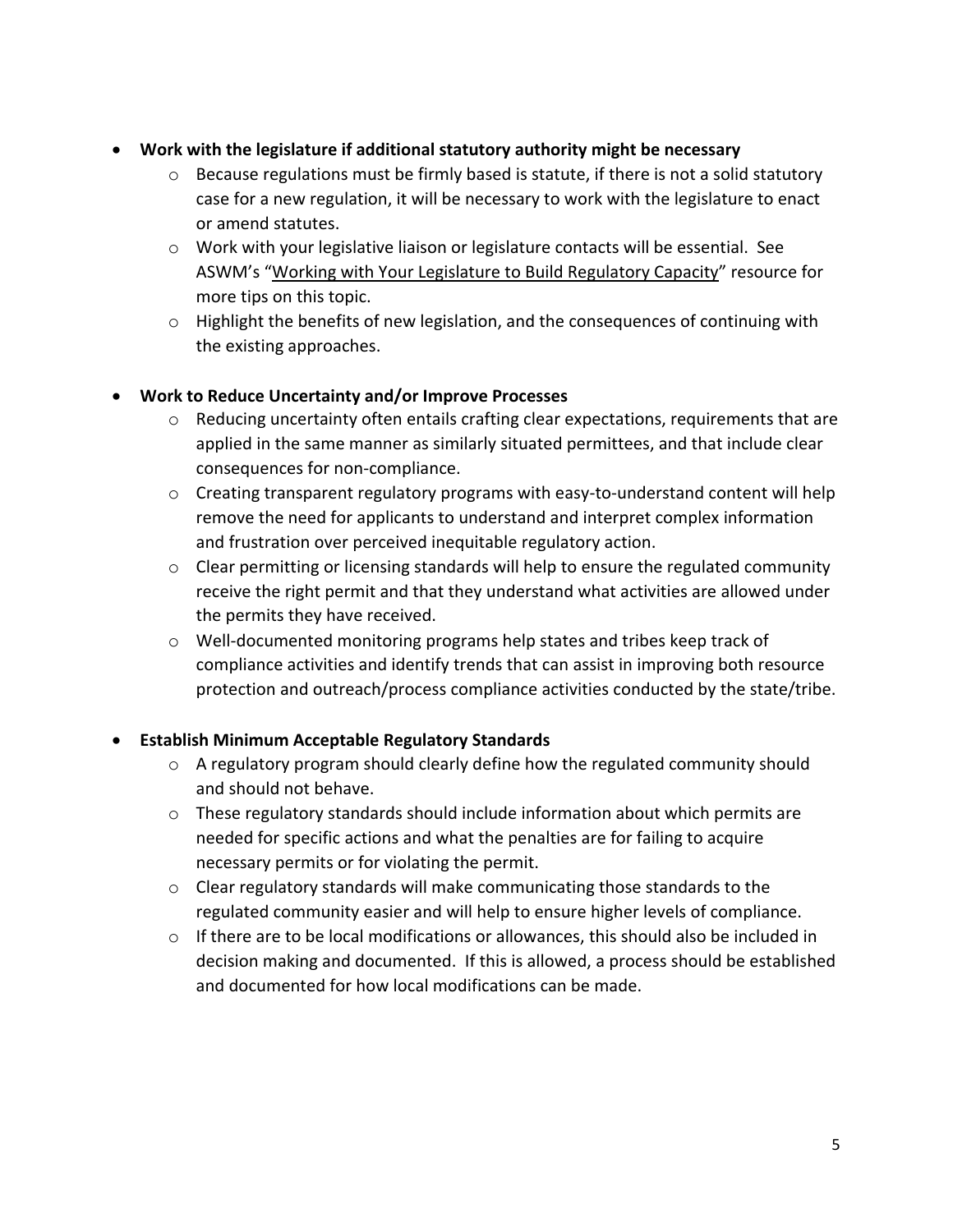- **Work with the legislature if additional statutory authority might be necessary**
    - Because regulations must be firmly based is statute, if there is not a solid statutory case for a new regulation, it will be necessary to work with the legislature to enact or amend statutes.
    - Work with your legislative liaison or legislature contacts will be essential. See ASWM's "Working with Your Legislature to Build Regulatory Capacity" resource for more tips on this topic.
    - Highlight the benefits of new legislation, and the consequences of continuing with the existing approaches.

- **Work to Reduce Uncertainty and/or Improve Processes**
    - Reducing uncertainty often entails crafting clear expectations, requirements that are applied in the same manner as similarly situated permittees, and that include clear consequences for non-compliance.
    - Creating transparent regulatory programs with easy-to-understand content will help remove the need for applicants to understand and interpret complex information and frustration over perceived inequitable regulatory action.
    - Clear permitting or licensing standards will help to ensure the regulated community receive the right permit and that they understand what activities are allowed under the permits they have received.
    - Well-documented monitoring programs help states and tribes keep track of compliance activities and identify trends that can assist in improving both resource protection and outreach/process compliance activities conducted by the state/tribe.

- **Establish Minimum Acceptable Regulatory Standards**
    - A regulatory program should clearly define how the regulated community should and should not behave.
    - These regulatory standards should include information about which permits are needed for specific actions and what the penalties are for failing to acquire necessary permits or for violating the permit.
    - Clear regulatory standards will make communicating those standards to the regulated community easier and will help to ensure higher levels of compliance.
    - If there are to be local modifications or allowances, this should also be included in decision making and documented. If this is allowed, a process should be established and documented for how local modifications can be made.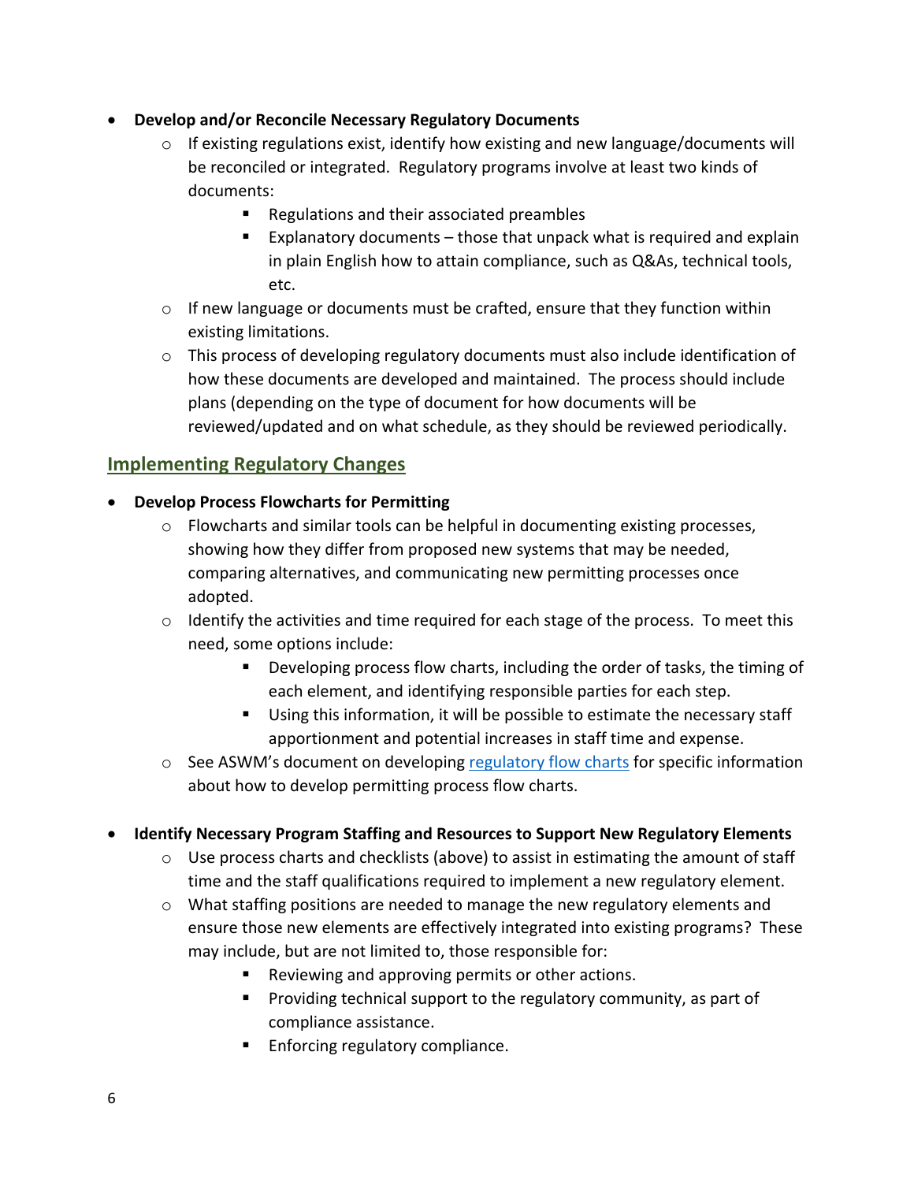- **Develop and/or Reconcile Necessary Regulatory Documents**
  - If existing regulations exist, identify how existing and new language/documents will be reconciled or integrated. Regulatory programs involve at least two kinds of documents:
    - Regulations and their associated preambles
    - Explanatory documents – those that unpack what is required and explain in plain English how to attain compliance, such as Q&As, technical tools, etc.
  - If new language or documents must be crafted, ensure that they function within existing limitations.
  - This process of developing regulatory documents must also include identification of how these documents are developed and maintained. The process should include plans (depending on the type of document for how documents will be reviewed/updated and on what schedule, as they should be reviewed periodically.

## Implementing Regulatory Changes

- **Develop Process Flowcharts for Permitting**
  - Flowcharts and similar tools can be helpful in documenting existing processes, showing how they differ from proposed new systems that may be needed, comparing alternatives, and communicating new permitting processes once adopted.
  - Identify the activities and time required for each stage of the process. To meet this need, some options include:
    - Developing process flow charts, including the order of tasks, the timing of each element, and identifying responsible parties for each step.
    - Using this information, it will be possible to estimate the necessary staff apportionment and potential increases in staff time and expense.
  - See ASWM's document on developing regulatory flow charts for specific information about how to develop permitting process flow charts.

- **Identify Necessary Program Staffing and Resources to Support New Regulatory Elements**
  - Use process charts and checklists (above) to assist in estimating the amount of staff time and the staff qualifications required to implement a new regulatory element.
  - What staffing positions are needed to manage the new regulatory elements and ensure those new elements are effectively integrated into existing programs? These may include, but are not limited to, those responsible for:
    - Reviewing and approving permits or other actions.
    - Providing technical support to the regulatory community, as part of compliance assistance.
    - Enforcing regulatory compliance.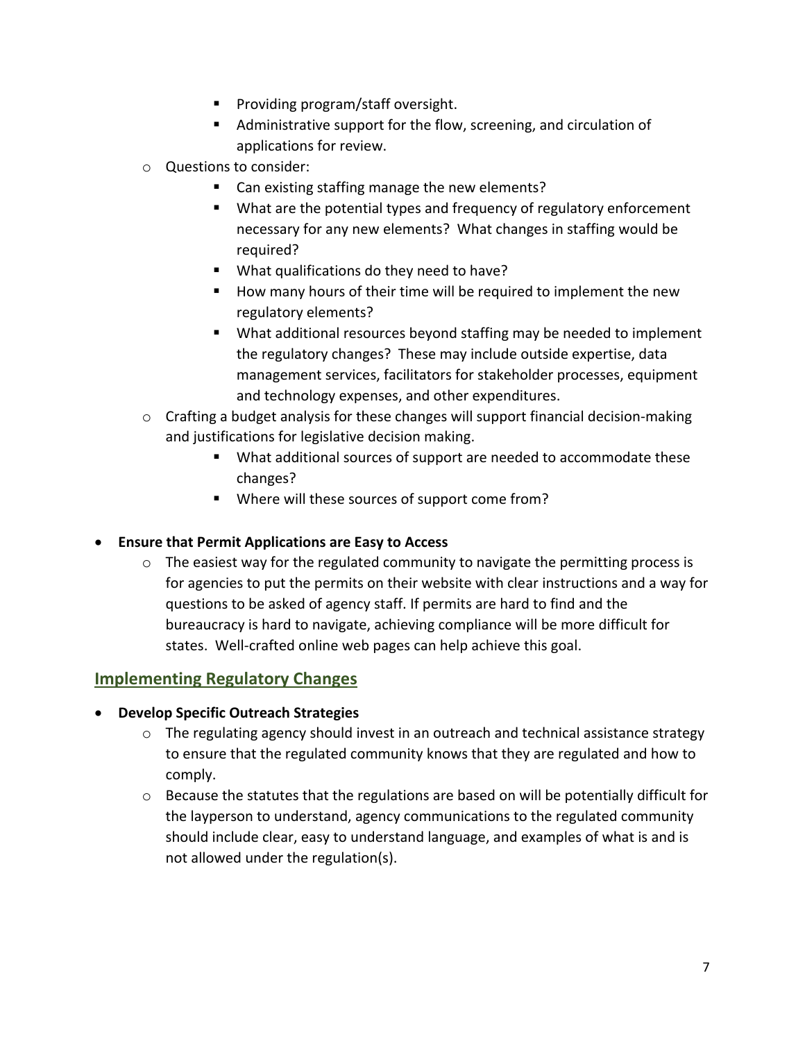- Providing program/staff oversight.
    - Administrative support for the flow, screening, and circulation of applications for review.
  - Questions to consider:
    - Can existing staffing manage the new elements?
    - What are the potential types and frequency of regulatory enforcement necessary for any new elements? What changes in staffing would be required?
    - What qualifications do they need to have?
    - How many hours of their time will be required to implement the new regulatory elements?
    - What additional resources beyond staffing may be needed to implement the regulatory changes? These may include outside expertise, data management services, facilitators for stakeholder processes, equipment and technology expenses, and other expenditures.
  - Crafting a budget analysis for these changes will support financial decision-making and justifications for legislative decision making.
    - What additional sources of support are needed to accommodate these changes?
    - Where will these sources of support come from?

- **Ensure that Permit Applications are Easy to Access**
  - The easiest way for the regulated community to navigate the permitting process is for agencies to put the permits on their website with clear instructions and a way for questions to be asked of agency staff. If permits are hard to find and the bureaucracy is hard to navigate, achieving compliance will be more difficult for states. Well-crafted online web pages can help achieve this goal.

## Implementing Regulatory Changes

- **Develop Specific Outreach Strategies**
  - The regulating agency should invest in an outreach and technical assistance strategy to ensure that the regulated community knows that they are regulated and how to comply.
  - Because the statutes that the regulations are based on will be potentially difficult for the layperson to understand, agency communications to the regulated community should include clear, easy to understand language, and examples of what is and is not allowed under the regulation(s).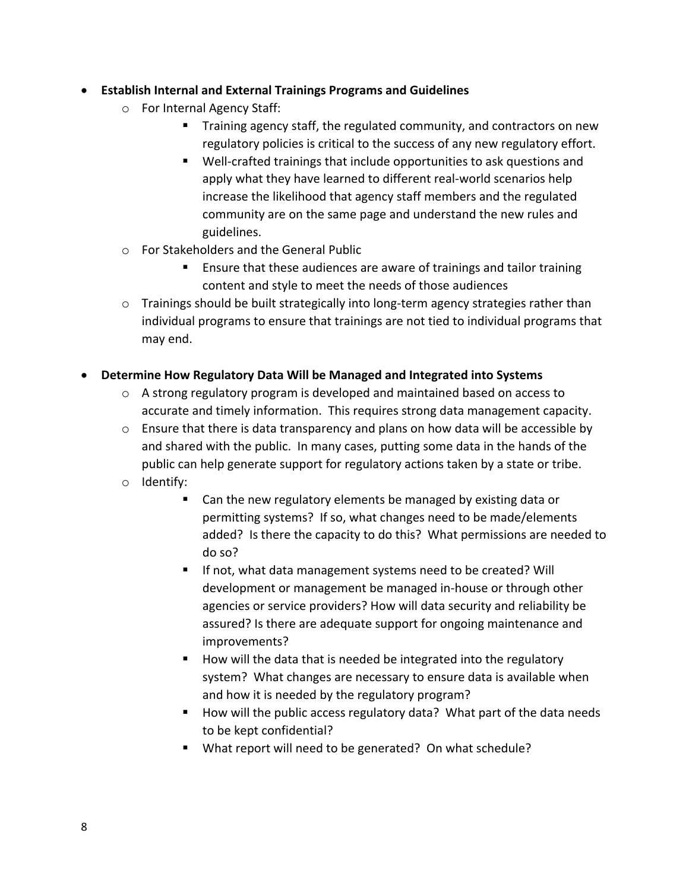- **Establish Internal and External Trainings Programs and Guidelines**
  - For Internal Agency Staff:
    - Training agency staff, the regulated community, and contractors on new regulatory policies is critical to the success of any new regulatory effort.
    - Well-crafted trainings that include opportunities to ask questions and apply what they have learned to different real-world scenarios help increase the likelihood that agency staff members and the regulated community are on the same page and understand the new rules and guidelines.
  - For Stakeholders and the General Public
    - Ensure that these audiences are aware of trainings and tailor training content and style to meet the needs of those audiences
  - Trainings should be built strategically into long-term agency strategies rather than individual programs to ensure that trainings are not tied to individual programs that may end.

- **Determine How Regulatory Data Will be Managed and Integrated into Systems**
  - A strong regulatory program is developed and maintained based on access to accurate and timely information. This requires strong data management capacity.
  - Ensure that there is data transparency and plans on how data will be accessible by and shared with the public. In many cases, putting some data in the hands of the public can help generate support for regulatory actions taken by a state or tribe.
  - Identify:
    - Can the new regulatory elements be managed by existing data or permitting systems? If so, what changes need to be made/elements added? Is there the capacity to do this? What permissions are needed to do so?
    - If not, what data management systems need to be created? Will development or management be managed in-house or through other agencies or service providers? How will data security and reliability be assured? Is there are adequate support for ongoing maintenance and improvements?
    - How will the data that is needed be integrated into the regulatory system? What changes are necessary to ensure data is available when and how it is needed by the regulatory program?
    - How will the public access regulatory data? What part of the data needs to be kept confidential?
    - What report will need to be generated? On what schedule?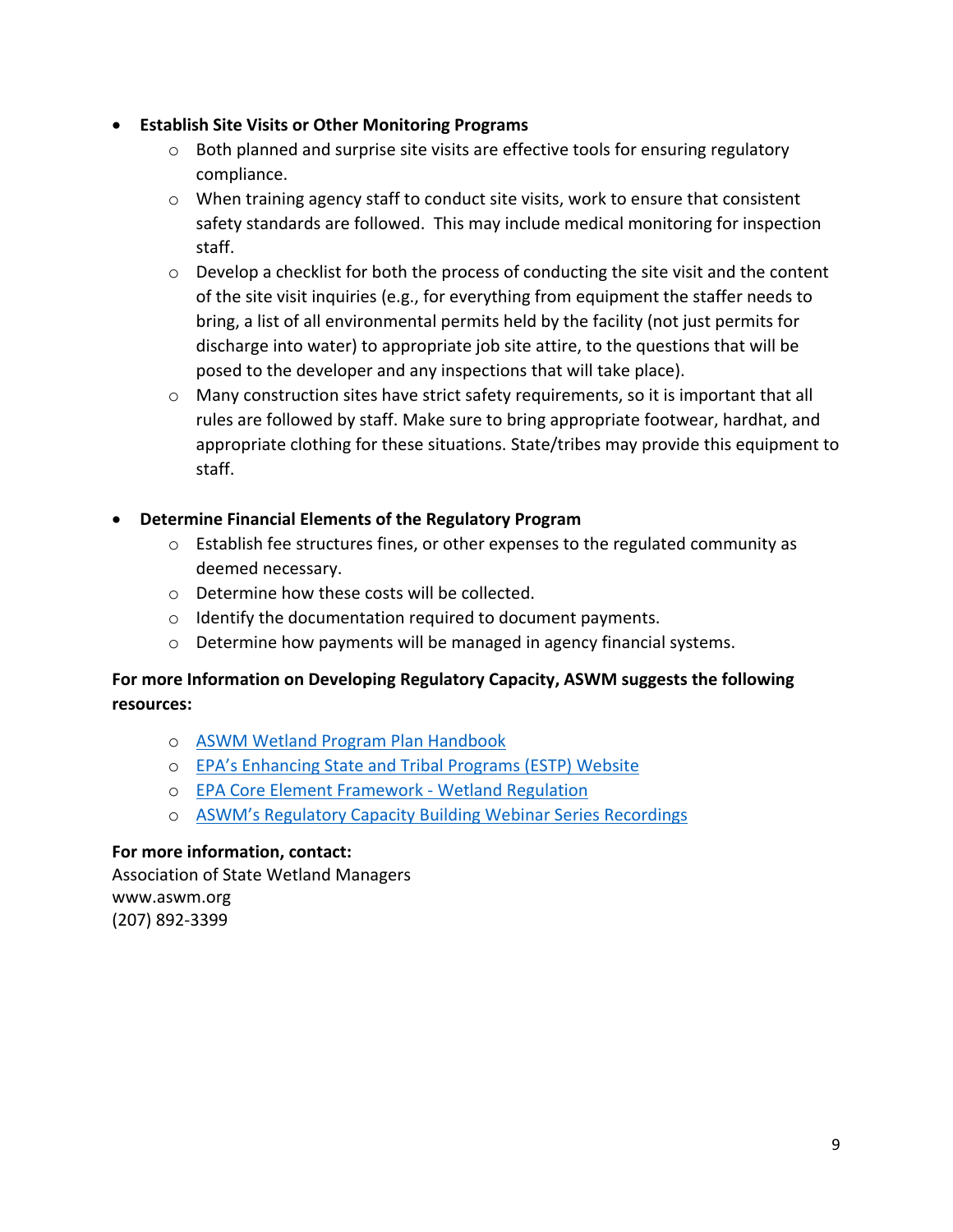- **Establish Site Visits or Other Monitoring Programs**
  - Both planned and surprise site visits are effective tools for ensuring regulatory compliance.
  - When training agency staff to conduct site visits, work to ensure that consistent safety standards are followed. This may include medical monitoring for inspection staff.
  - Develop a checklist for both the process of conducting the site visit and the content of the site visit inquiries (e.g., for everything from equipment the staffer needs to bring, a list of all environmental permits held by the facility (not just permits for discharge into water) to appropriate job site attire, to the questions that will be posed to the developer and any inspections that will take place).
  - Many construction sites have strict safety requirements, so it is important that all rules are followed by staff. Make sure to bring appropriate footwear, hardhat, and appropriate clothing for these situations. State/tribes may provide this equipment to staff.

- **Determine Financial Elements of the Regulatory Program**
  - Establish fee structures fines, or other expenses to the regulated community as deemed necessary.
  - Determine how these costs will be collected.
  - Identify the documentation required to document payments.
  - Determine how payments will be managed in agency financial systems.

**For more Information on Developing Regulatory Capacity, ASWM suggests the following resources:**

- ASWM Wetland Program Plan Handbook
- EPA's Enhancing State and Tribal Programs (ESTP) Website
- EPA Core Element Framework - Wetland Regulation
- ASWM's Regulatory Capacity Building Webinar Series Recordings

**For more information, contact:**
Association of State Wetland Managers
www.aswm.org
(207) 892-3399